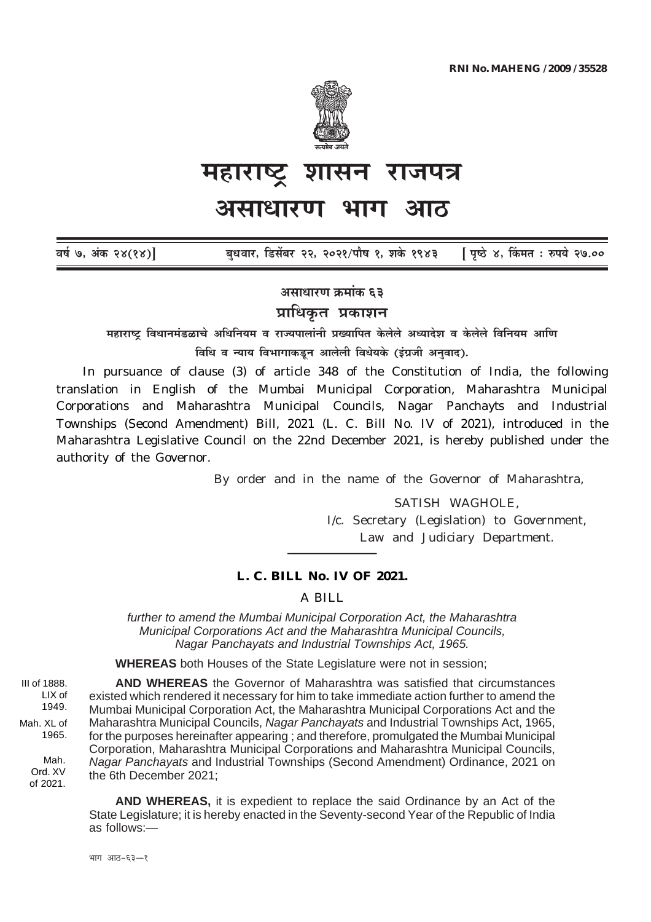RNI No. MAHENG /2009 /35528

# महाराष्ट्र शासन राजपत्र

# असाधारण भाग आठ

वर्ष ७, अंक २४(१४)] बुधवार, डिसेंबर २२, २०२१/पौष १, शके १९४३ [ पृष्ठे ४, किंमत : रुपये २७.००

## असाधारण क्रमांक ६३

## प्राधिकृत प्रकाशन

महाराष्ट्र विधानमंडळाचे अधिनियम व राज्यपालांनी प्रख्यापित केलेले अध्यादेश व केलेले विनियम आणि विधि व न्याय विभागाकडून आलेली विधेयके (इंग्रजी अनुवाद).

In pursuance of clause (3) of article 348 of the Constitution of India, the following translation in English of the Mumbai Municipal Corporation, Maharashtra Municipal Corporations and Maharashtra Municipal Councils, Nagar Panchayts and Industrial Townships (Second Amendment) Bill, 2021 (L. C. Bill No. IV of 2021), introduced in the Maharashtra Legislative Council on the 22nd December 2021, is hereby published under the authority of the Governor.

By order and in the name of the Governor of Maharashtra,

SATISH WAGHOLE,
I/c. Secretary (Legislation) to Government,
Law and Judiciary Department.

---

### L. C. BILL No. IV OF 2021.

A BILL

*further to amend the Mumbai Municipal Corporation Act, the Maharashtra Municipal Corporations Act and the Maharashtra Municipal Councils, Nagar Panchayats and Industrial Townships Act, 1965.*

**WHEREAS** both Houses of the State Legislature were not in session;

III of 1888. LIX of 1949. Mah. XL of 1965. Mah. Ord. XV of 2021.

**AND WHEREAS** the Governor of Maharashtra was satisfied that circumstances existed which rendered it necessary for him to take immediate action further to amend the Mumbai Municipal Corporation Act, the Maharashtra Municipal Corporations Act and the Maharashtra Municipal Councils, *Nagar Panchayats* and Industrial Townships Act, 1965, for the purposes hereinafter appearing ; and therefore, promulgated the Mumbai Municipal Corporation, Maharashtra Municipal Corporations and Maharashtra Municipal Councils, *Nagar Panchayats* and Industrial Townships (Second Amendment) Ordinance, 2021 on the 6th December 2021;

**AND WHEREAS,** it is expedient to replace the said Ordinance by an Act of the State Legislature; it is hereby enacted in the Seventy-second Year of the Republic of India as follows:—

भाग आठ-६३—१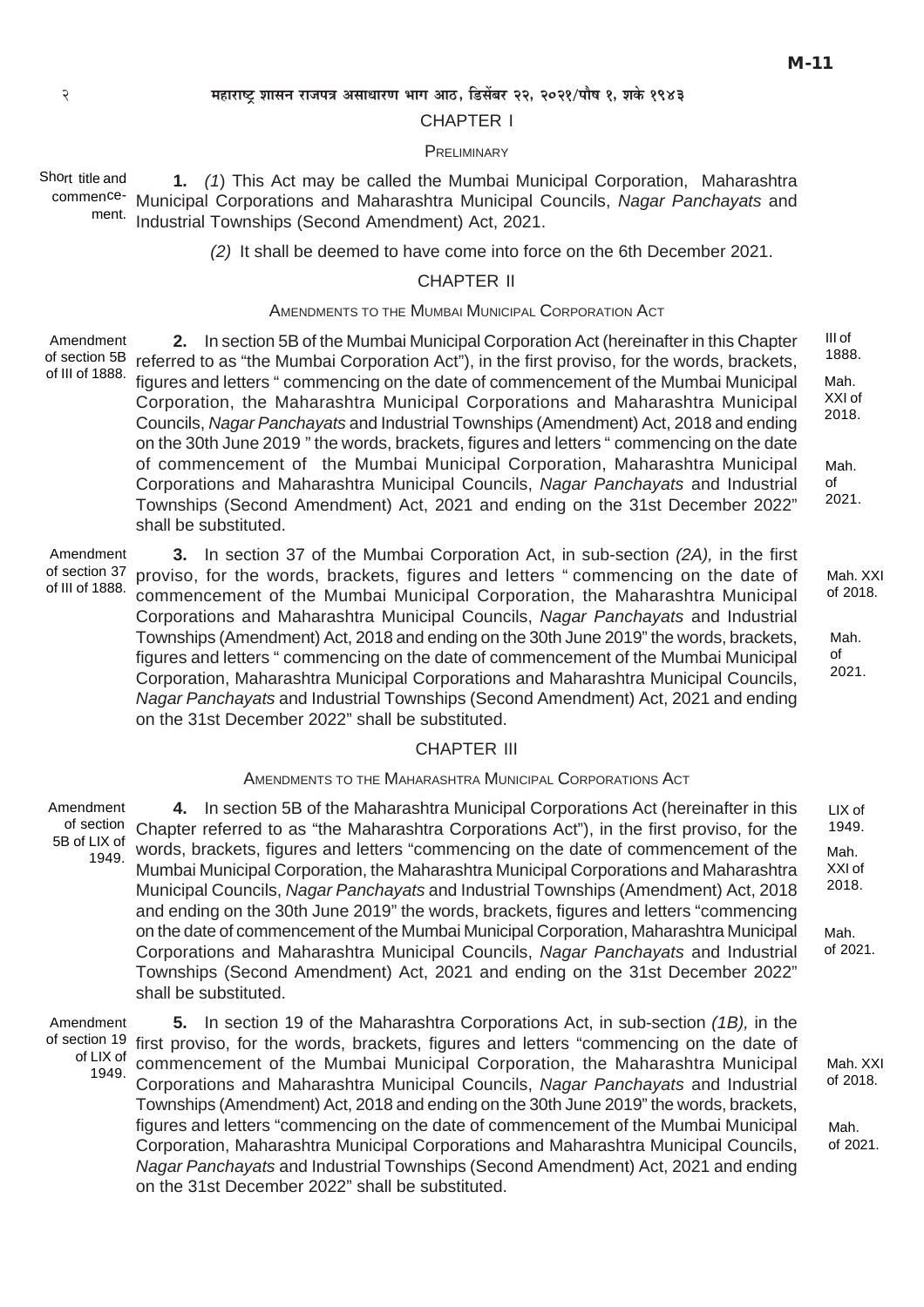## CHAPTER I

### PRELIMINARY

Short title and commencement.

**1.** *(1)* This Act may be called the Mumbai Municipal Corporation, Maharashtra Municipal Corporations and Maharashtra Municipal Councils, *Nagar Panchayats* and Industrial Townships (Second Amendment) Act, 2021.

*(2)* It shall be deemed to have come into force on the 6th December 2021.

## CHAPTER II

### AMENDMENTS TO THE MUMBAI MUNICIPAL CORPORATION ACT

Amendment of section 5B of III of 1888.

**2.** In section 5B of the Mumbai Municipal Corporation Act (hereinafter in this Chapter referred to as "the Mumbai Corporation Act"), in the first proviso, for the words, brackets, figures and letters " commencing on the date of commencement of the Mumbai Municipal Corporation, the Maharashtra Municipal Corporations and Maharashtra Municipal Councils, *Nagar Panchayats* and Industrial Townships (Amendment) Act, 2018 and ending on the 30th June 2019 " the words, brackets, figures and letters " commencing on the date of commencement of the Mumbai Municipal Corporation, Maharashtra Municipal Corporations and Maharashtra Municipal Councils, *Nagar Panchayats* and Industrial Townships (Second Amendment) Act, 2021 and ending on the 31st December 2022" shall be substituted.

III of 1888.
Mah. XXI of 2018.
Mah. of 2021.

Amendment of section 37 of III of 1888.

**3.** In section 37 of the Mumbai Corporation Act, in sub-section *(2A),* in the first proviso, for the words, brackets, figures and letters " commencing on the date of commencement of the Mumbai Municipal Corporation, the Maharashtra Municipal Corporations and Maharashtra Municipal Councils, *Nagar Panchayats* and Industrial Townships (Amendment) Act, 2018 and ending on the 30th June 2019" the words, brackets, figures and letters " commencing on the date of commencement of the Mumbai Municipal Corporation, Maharashtra Municipal Corporations and Maharashtra Municipal Councils, *Nagar Panchayats* and Industrial Townships (Second Amendment) Act, 2021 and ending on the 31st December 2022" shall be substituted.

Mah. XXI of 2018.
Mah. of 2021.

## CHAPTER III

### AMENDMENTS TO THE MAHARASHTRA MUNICIPAL CORPORATIONS ACT

Amendment of section 5B of LIX of 1949.

**4.** In section 5B of the Maharashtra Municipal Corporations Act (hereinafter in this Chapter referred to as "the Maharashtra Corporations Act"), in the first proviso, for the words, brackets, figures and letters "commencing on the date of commencement of the Mumbai Municipal Corporation, the Maharashtra Municipal Corporations and Maharashtra Municipal Councils, *Nagar Panchayats* and Industrial Townships (Amendment) Act, 2018 and ending on the 30th June 2019" the words, brackets, figures and letters "commencing on the date of commencement of the Mumbai Municipal Corporation, Maharashtra Municipal Corporations and Maharashtra Municipal Councils, *Nagar Panchayats* and Industrial Townships (Second Amendment) Act, 2021 and ending on the 31st December 2022" shall be substituted.

LIX of 1949.
Mah. XXI of 2018.
Mah. of 2021.

Amendment of section 19 of LIX of 1949.

**5.** In section 19 of the Maharashtra Corporations Act, in sub-section *(1B),* in the first proviso, for the words, brackets, figures and letters "commencing on the date of commencement of the Mumbai Municipal Corporation, the Maharashtra Municipal Corporations and Maharashtra Municipal Councils, *Nagar Panchayats* and Industrial Townships (Amendment) Act, 2018 and ending on the 30th June 2019" the words, brackets, figures and letters "commencing on the date of commencement of the Mumbai Municipal Corporation, Maharashtra Municipal Corporations and Maharashtra Municipal Councils, *Nagar Panchayats* and Industrial Townships (Second Amendment) Act, 2021 and ending on the 31st December 2022" shall be substituted.

Mah. XXI of 2018.
Mah. of 2021.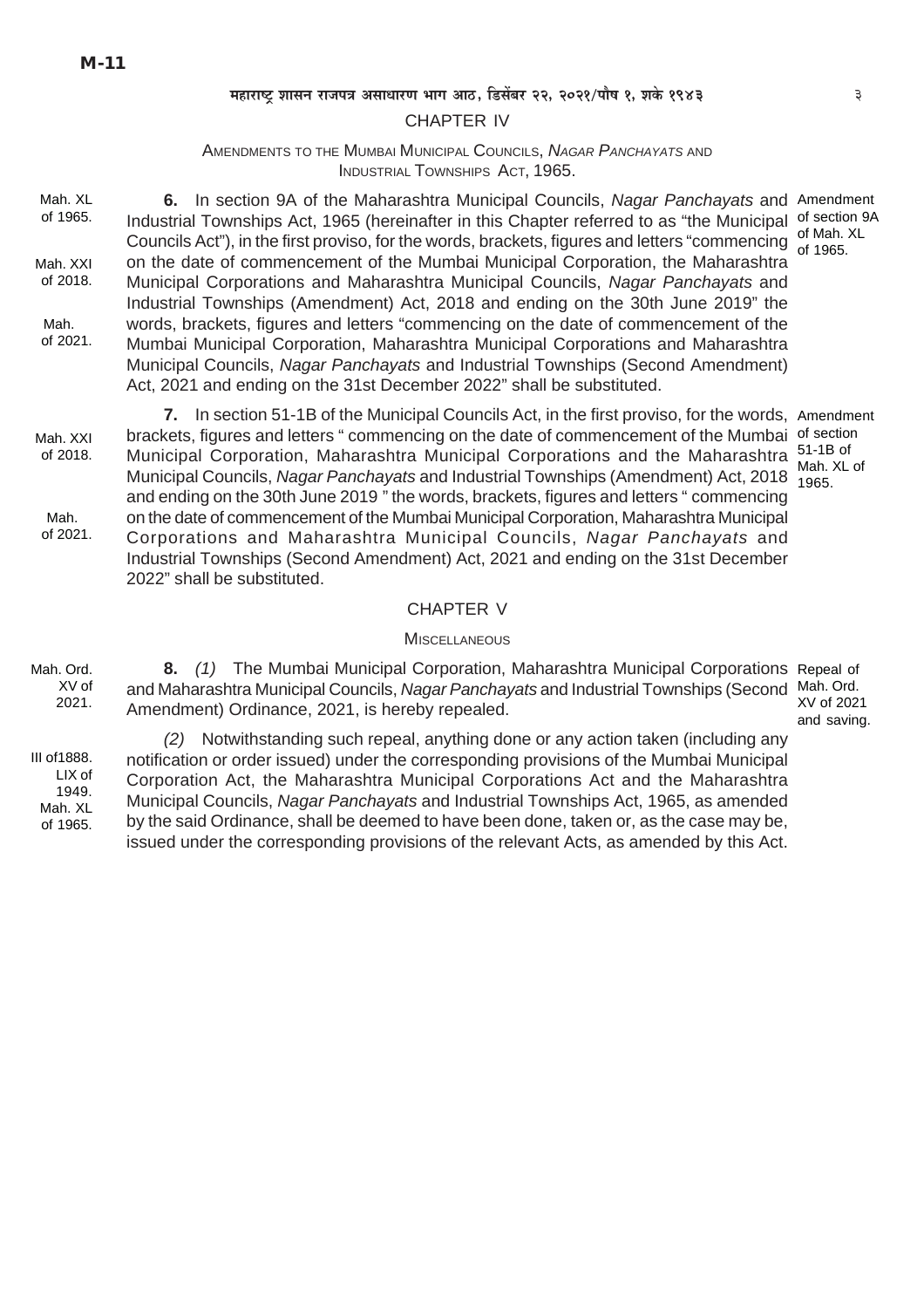## CHAPTER IV

### AMENDMENTS TO THE MUMBAI MUNICIPAL COUNCILS, *NAGAR PANCHAYATS* AND INDUSTRIAL TOWNSHIPS ACT, 1965.

Mah. XL of 1965. Mah. XXI of 2018. Mah. of 2021.

Amendment of section 9A of Mah. XL of 1965.

**6.** In section 9A of the Maharashtra Municipal Councils, *Nagar Panchayats* and Industrial Townships Act, 1965 (hereinafter in this Chapter referred to as "the Municipal Councils Act"), in the first proviso, for the words, brackets, figures and letters "commencing on the date of commencement of the Mumbai Municipal Corporation, the Maharashtra Municipal Corporations and Maharashtra Municipal Councils, *Nagar Panchayats* and Industrial Townships (Amendment) Act, 2018 and ending on the 30th June 2019" the words, brackets, figures and letters "commencing on the date of commencement of the Mumbai Municipal Corporation, Maharashtra Municipal Corporations and Maharashtra Municipal Councils, *Nagar Panchayats* and Industrial Townships (Second Amendment) Act, 2021 and ending on the 31st December 2022" shall be substituted.

Mah. XXI of 2018. Mah. of 2021.

Amendment of section 51-1B of Mah. XL of 1965.

**7.** In section 51-1B of the Municipal Councils Act, in the first proviso, for the words, brackets, figures and letters " commencing on the date of commencement of the Mumbai Municipal Corporation, Maharashtra Municipal Corporations and the Maharashtra Municipal Councils, *Nagar Panchayats* and Industrial Townships (Amendment) Act, 2018 and ending on the 30th June 2019 " the words, brackets, figures and letters " commencing on the date of commencement of the Mumbai Municipal Corporation, Maharashtra Municipal Corporations and Maharashtra Municipal Councils, *Nagar Panchayats* and Industrial Townships (Second Amendment) Act, 2021 and ending on the 31st December 2022" shall be substituted.

## CHAPTER V

### MISCELLANEOUS

Mah. Ord. XV of 2021.

Repeal of Mah. Ord. XV of 2021 and saving.

**8.** *(1)* The Mumbai Municipal Corporation, Maharashtra Municipal Corporations and Maharashtra Municipal Councils, *Nagar Panchayats* and Industrial Townships (Second Amendment) Ordinance, 2021, is hereby repealed.

III of1888. LIX of 1949. Mah. XL of 1965.

*(2)* Notwithstanding such repeal, anything done or any action taken (including any notification or order issued) under the corresponding provisions of the Mumbai Municipal Corporation Act, the Maharashtra Municipal Corporations Act and the Maharashtra Municipal Councils, *Nagar Panchayats* and Industrial Townships Act, 1965, as amended by the said Ordinance, shall be deemed to have been done, taken or, as the case may be, issued under the corresponding provisions of the relevant Acts, as amended by this Act.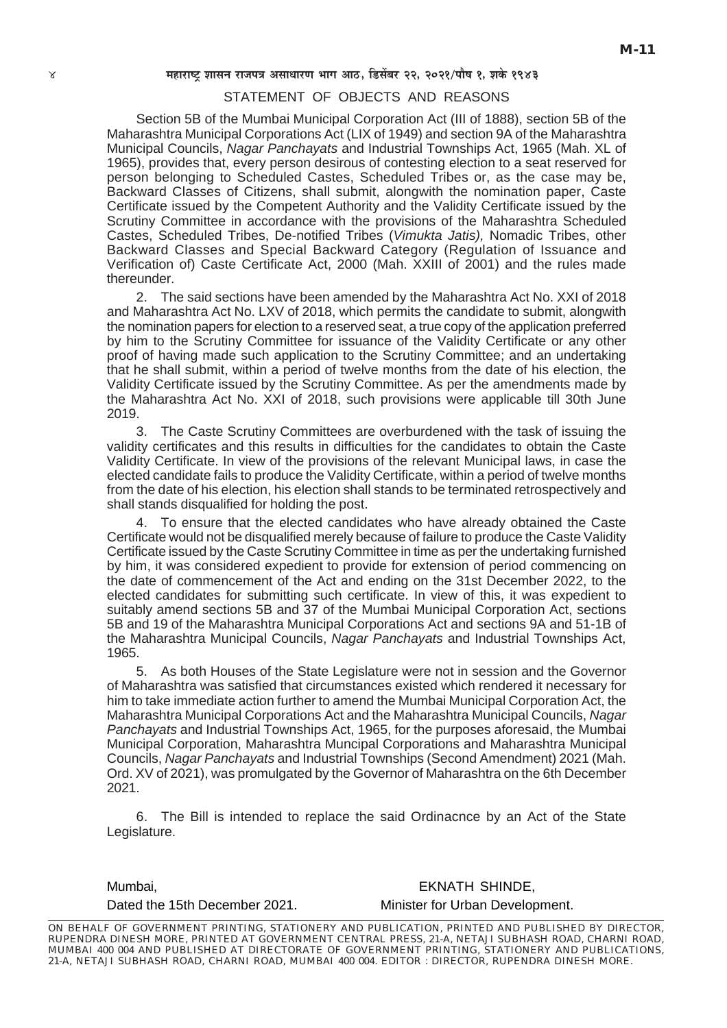## STATEMENT OF OBJECTS AND REASONS

Section 5B of the Mumbai Municipal Corporation Act (III of 1888), section 5B of the Maharashtra Municipal Corporations Act (LIX of 1949) and section 9A of the Maharashtra Municipal Councils, *Nagar Panchayats* and Industrial Townships Act, 1965 (Mah. XL of 1965), provides that, every person desirous of contesting election to a seat reserved for person belonging to Scheduled Castes, Scheduled Tribes or, as the case may be, Backward Classes of Citizens, shall submit, alongwith the nomination paper, Caste Certificate issued by the Competent Authority and the Validity Certificate issued by the Scrutiny Committee in accordance with the provisions of the Maharashtra Scheduled Castes, Scheduled Tribes, De-notified Tribes (*Vimukta Jatis),* Nomadic Tribes, other Backward Classes and Special Backward Category (Regulation of Issuance and Verification of) Caste Certificate Act, 2000 (Mah. XXIII of 2001) and the rules made thereunder.

2. The said sections have been amended by the Maharashtra Act No. XXI of 2018 and Maharashtra Act No. LXV of 2018, which permits the candidate to submit, alongwith the nomination papers for election to a reserved seat, a true copy of the application preferred by him to the Scrutiny Committee for issuance of the Validity Certificate or any other proof of having made such application to the Scrutiny Committee; and an undertaking that he shall submit, within a period of twelve months from the date of his election, the Validity Certificate issued by the Scrutiny Committee. As per the amendments made by the Maharashtra Act No. XXI of 2018, such provisions were applicable till 30th June 2019.

3. The Caste Scrutiny Committees are overburdened with the task of issuing the validity certificates and this results in difficulties for the candidates to obtain the Caste Validity Certificate. In view of the provisions of the relevant Municipal laws, in case the elected candidate fails to produce the Validity Certificate, within a period of twelve months from the date of his election, his election shall stands to be terminated retrospectively and shall stands disqualified for holding the post.

4. To ensure that the elected candidates who have already obtained the Caste Certificate would not be disqualified merely because of failure to produce the Caste Validity Certificate issued by the Caste Scrutiny Committee in time as per the undertaking furnished by him, it was considered expedient to provide for extension of period commencing on the date of commencement of the Act and ending on the 31st December 2022, to the elected candidates for submitting such certificate. In view of this, it was expedient to suitably amend sections 5B and 37 of the Mumbai Municipal Corporation Act, sections 5B and 19 of the Maharashtra Municipal Corporations Act and sections 9A and 51-1B of the Maharashtra Municipal Councils, *Nagar Panchayats* and Industrial Townships Act, 1965.

5. As both Houses of the State Legislature were not in session and the Governor of Maharashtra was satisfied that circumstances existed which rendered it necessary for him to take immediate action further to amend the Mumbai Municipal Corporation Act, the Maharashtra Municipal Corporations Act and the Maharashtra Municipal Councils, *Nagar Panchayats* and Industrial Townships Act, 1965, for the purposes aforesaid, the Mumbai Municipal Corporation, Maharashtra Muncipal Corporations and Maharashtra Municipal Councils, *Nagar Panchayats* and Industrial Townships (Second Amendment) 2021 (Mah. Ord. XV of 2021), was promulgated by the Governor of Maharashtra on the 6th December 2021.

6. The Bill is intended to replace the said Ordinacnce by an Act of the State Legislature.

Mumbai,
Dated the 15th December 2021.

EKNATH SHINDE,
Minister for Urban Development.

ON BEHALF OF GOVERNMENT PRINTING, STATIONERY AND PUBLICATION, PRINTED AND PUBLISHED BY DIRECTOR, RUPENDRA DINESH MORE, PRINTED AT GOVERNMENT CENTRAL PRESS, 21-A, NETAJI SUBHASH ROAD, CHARNI ROAD, MUMBAI 400 004 AND PUBLISHED AT DIRECTORATE OF GOVERNMENT PRINTING, STATIONERY AND PUBLICATIONS, 21-A, NETAJI SUBHASH ROAD, CHARNI ROAD, MUMBAI 400 004. EDITOR : DIRECTOR, RUPENDRA DINESH MORE.